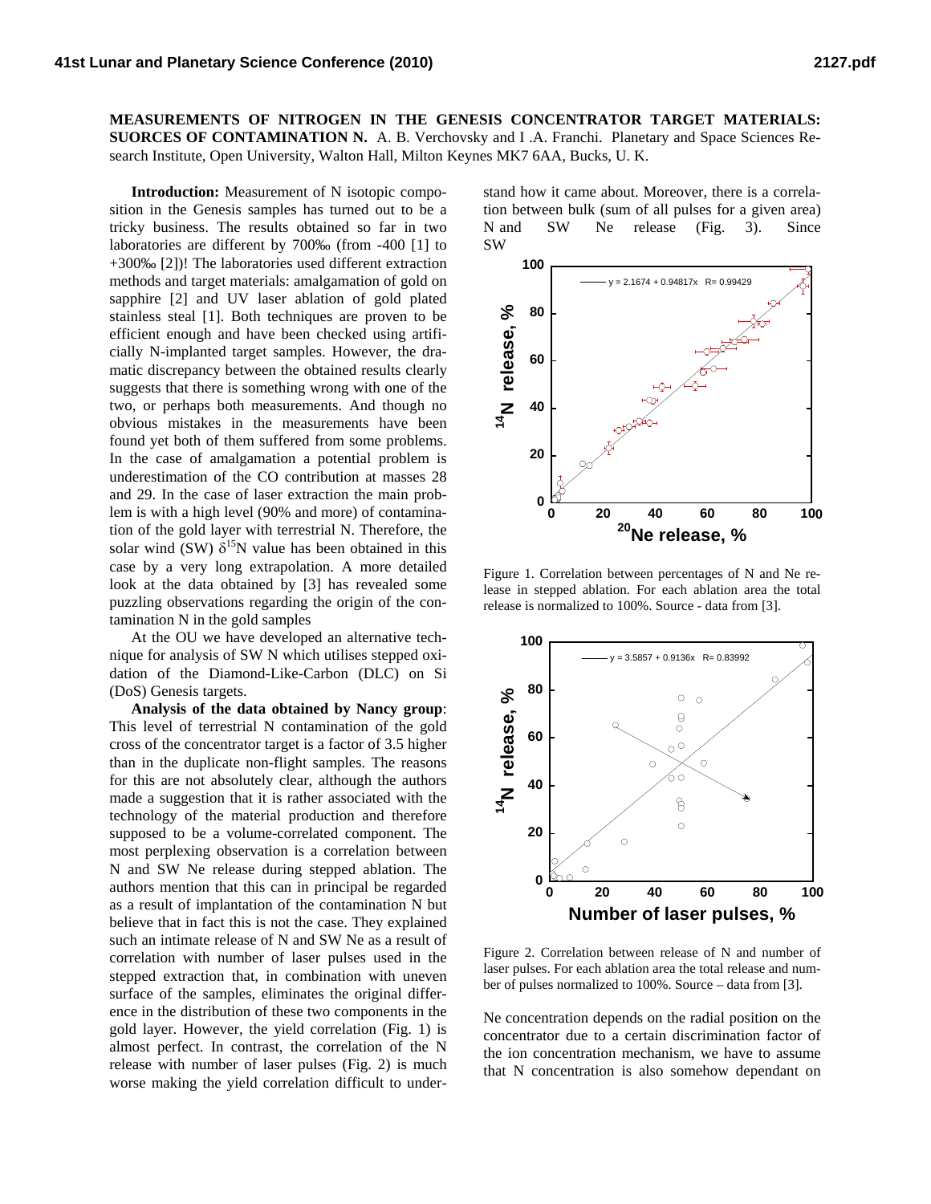**MEASUREMENTS OF NITROGEN IN THE GENESIS CONCENTRATOR TARGET MATERIALS: SUORCES OF CONTAMINATION N.** A. B. Verchovsky and I .A. Franchi. Planetary and Space Sciences Research Institute, Open University, Walton Hall, Milton Keynes MK7 6AA, Bucks, U. K.

**Introduction:** Measurement of N isotopic composition in the Genesis samples has turned out to be a tricky business. The results obtained so far in two laboratories are different by 700‰ (from -400 [1] to +300‰ [2])! The laboratories used different extraction methods and target materials: amalgamation of gold on sapphire [2] and UV laser ablation of gold plated stainless steal [1]. Both techniques are proven to be efficient enough and have been checked using artificially N-implanted target samples. However, the dramatic discrepancy between the obtained results clearly suggests that there is something wrong with one of the two, or perhaps both measurements. And though no obvious mistakes in the measurements have been found yet both of them suffered from some problems. In the case of amalgamation a potential problem is underestimation of the CO contribution at masses 28 and 29. In the case of laser extraction the main problem is with a high level (90% and more) of contamination of the gold layer with terrestrial N. Therefore, the solar wind (SW) $\delta^{15}$N value has been obtained in this case by a very long extrapolation. A more detailed look at the data obtained by [3] has revealed some puzzling observations regarding the origin of the contamination N in the gold samples

At the OU we have developed an alternative technique for analysis of SW N which utilises stepped oxidation of the Diamond-Like-Carbon (DLC) on Si (DoS) Genesis targets.

**Analysis of the data obtained by Nancy group**: This level of terrestrial N contamination of the gold cross of the concentrator target is a factor of 3.5 higher than in the duplicate non-flight samples. The reasons for this are not absolutely clear, although the authors made a suggestion that it is rather associated with the technology of the material production and therefore supposed to be a volume-correlated component. The most perplexing observation is a correlation between N and SW Ne release during stepped ablation. The authors mention that this can in principal be regarded as a result of implantation of the contamination N but believe that in fact this is not the case. They explained such an intimate release of N and SW Ne as a result of correlation with number of laser pulses used in the stepped extraction that, in combination with uneven surface of the samples, eliminates the original difference in the distribution of these two components in the gold layer. However, the yield correlation (Fig. 1) is almost perfect. In contrast, the correlation of the N release with number of laser pulses (Fig. 2) is much worse making the yield correlation difficult to understand how it came about. Moreover, there is a correlation between bulk (sum of all pulses for a given area) N and SW Ne release (Fig. 3). Since SW

Figure 1. Correlation between percentages of N and Ne release in stepped ablation. For each ablation area the total release is normalized to 100%. Source - data from [3].

Figure 2. Correlation between release of N and number of laser pulses. For each ablation area the total release and number of pulses normalized to 100%. Source – data from [3].

Ne concentration depends on the radial position on the concentrator due to a certain discrimination factor of the ion concentration mechanism, we have to assume that N concentration is also somehow dependant on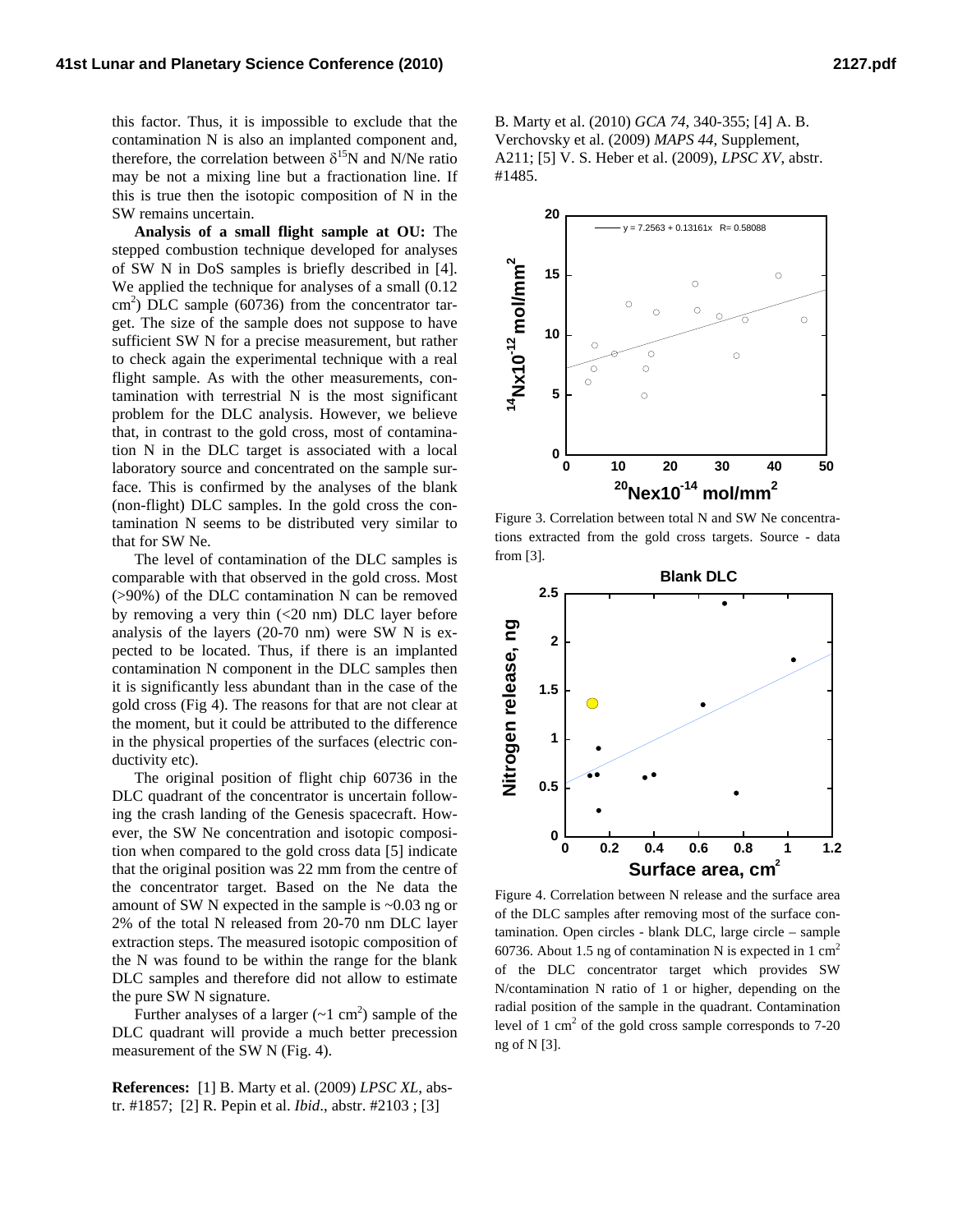this factor. Thus, it is impossible to exclude that the contamination N is also an implanted component and, therefore, the correlation between $\delta^{15}N$ and N/Ne ratio may be not a mixing line but a fractionation line. If this is true then the isotopic composition of N in the SW remains uncertain.

**Analysis of a small flight sample at OU:** The stepped combustion technique developed for analyses of SW N in DoS samples is briefly described in [4]. We applied the technique for analyses of a small (0.12 $cm^2$) DLC sample (60736) from the concentrator target. The size of the sample does not suppose to have sufficient SW N for a precise measurement, but rather to check again the experimental technique with a real flight sample. As with the other measurements, contamination with terrestrial N is the most significant problem for the DLC analysis. However, we believe that, in contrast to the gold cross, most of contamination N in the DLC target is associated with a local laboratory source and concentrated on the sample surface. This is confirmed by the analyses of the blank (non-flight) DLC samples. In the gold cross the contamination N seems to be distributed very similar to that for SW Ne.

The level of contamination of the DLC samples is comparable with that observed in the gold cross. Most (>90%) of the DLC contamination N can be removed by removing a very thin (<20 nm) DLC layer before analysis of the layers (20-70 nm) were SW N is expected to be located. Thus, if there is an implanted contamination N component in the DLC samples then it is significantly less abundant than in the case of the gold cross (Fig 4). The reasons for that are not clear at the moment, but it could be attributed to the difference in the physical properties of the surfaces (electric conductivity etc).

The original position of flight chip 60736 in the DLC quadrant of the concentrator is uncertain following the crash landing of the Genesis spacecraft. However, the SW Ne concentration and isotopic composition when compared to the gold cross data [5] indicate that the original position was 22 mm from the centre of the concentrator target. Based on the Ne data the amount of SW N expected in the sample is ~0.03 ng or 2% of the total N released from 20-70 nm DLC layer extraction steps. The measured isotopic composition of the N was found to be within the range for the blank DLC samples and therefore did not allow to estimate the pure SW N signature.

Further analyses of a larger (~1 $cm^2$) sample of the DLC quadrant will provide a much better precession measurement of the SW N (Fig. 4).

**References:** [1] B. Marty et al. (2009) *LPSC XL*, abstr. #1857; [2] R. Pepin et al. *Ibid*., abstr. #2103 ; [3] B. Marty et al. (2010) *GCA 74*, 340-355; [4] A. B. Verchovsky et al. (2009) *MAPS 44*, Supplement, A211; [5] V. S. Heber et al. (2009), *LPSC XV*, abstr. #1485.

y = 7.2563 + 0.13161x R= 0.58088

$^{14}$Nx10$^{-12}$ mol/mm$^2$

$^{20}$Nex10$^{-14}$ mol/mm$^2$

Figure 3. Correlation between total N and SW Ne concentrations extracted from the gold cross targets. Source - data from [3].

Blank DLC

Nitrogen release, ng

Surface area, $cm^2$

Figure 4. Correlation between N release and the surface area of the DLC samples after removing most of the surface contamination. Open circles - blank DLC, large circle – sample 60736. About 1.5 ng of contamination N is expected in 1 $cm^2$ of the DLC concentrator target which provides SW N/contamination N ratio of 1 or higher, depending on the radial position of the sample in the quadrant. Contamination level of 1 $cm^2$ of the gold cross sample corresponds to 7-20 ng of N [3].